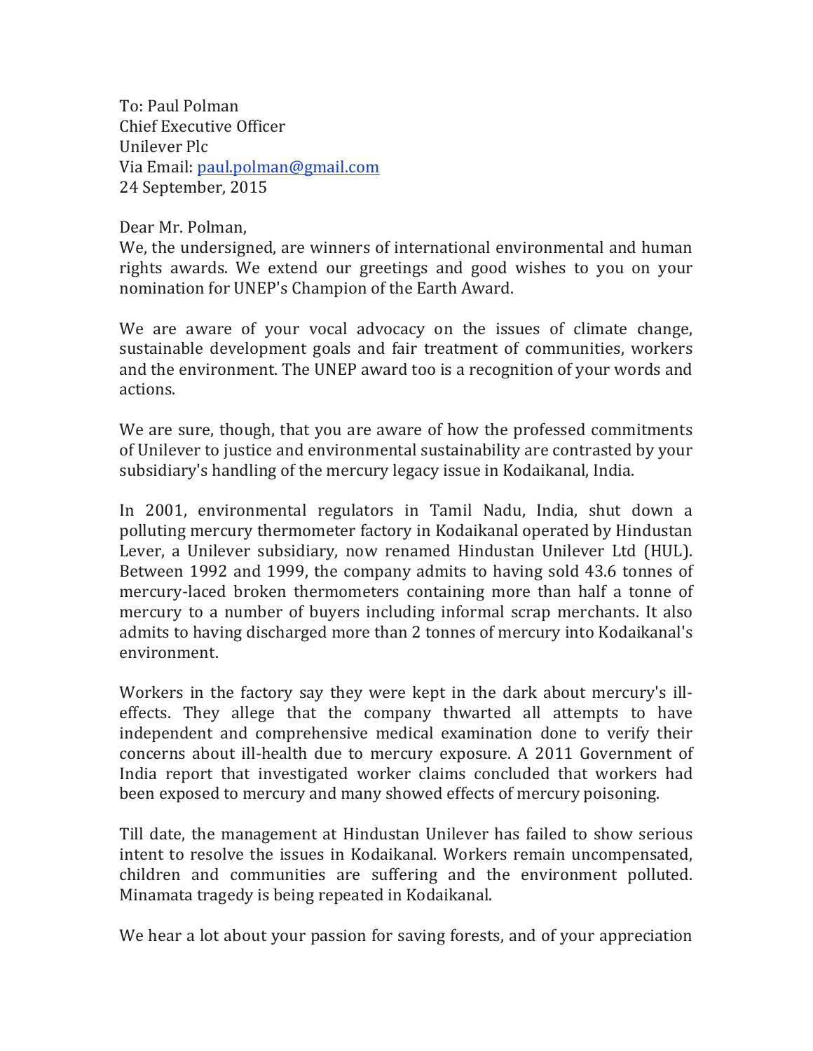To: Paul Polman
Chief Executive Officer
Unilever Plc
Via Email: paul.polman@gmail.com
24 September, 2015

Dear Mr. Polman,

We, the undersigned, are winners of international environmental and human rights awards. We extend our greetings and good wishes to you on your nomination for UNEP's Champion of the Earth Award.

We are aware of your vocal advocacy on the issues of climate change, sustainable development goals and fair treatment of communities, workers and the environment. The UNEP award too is a recognition of your words and actions.

We are sure, though, that you are aware of how the professed commitments of Unilever to justice and environmental sustainability are contrasted by your subsidiary's handling of the mercury legacy issue in Kodaikanal, India.

In 2001, environmental regulators in Tamil Nadu, India, shut down a polluting mercury thermometer factory in Kodaikanal operated by Hindustan Lever, a Unilever subsidiary, now renamed Hindustan Unilever Ltd (HUL). Between 1992 and 1999, the company admits to having sold 43.6 tonnes of mercury-laced broken thermometers containing more than half a tonne of mercury to a number of buyers including informal scrap merchants. It also admits to having discharged more than 2 tonnes of mercury into Kodaikanal's environment.

Workers in the factory say they were kept in the dark about mercury's ill-effects. They allege that the company thwarted all attempts to have independent and comprehensive medical examination done to verify their concerns about ill-health due to mercury exposure. A 2011 Government of India report that investigated worker claims concluded that workers had been exposed to mercury and many showed effects of mercury poisoning.

Till date, the management at Hindustan Unilever has failed to show serious intent to resolve the issues in Kodaikanal. Workers remain uncompensated, children and communities are suffering and the environment polluted. Minamata tragedy is being repeated in Kodaikanal.

We hear a lot about your passion for saving forests, and of your appreciation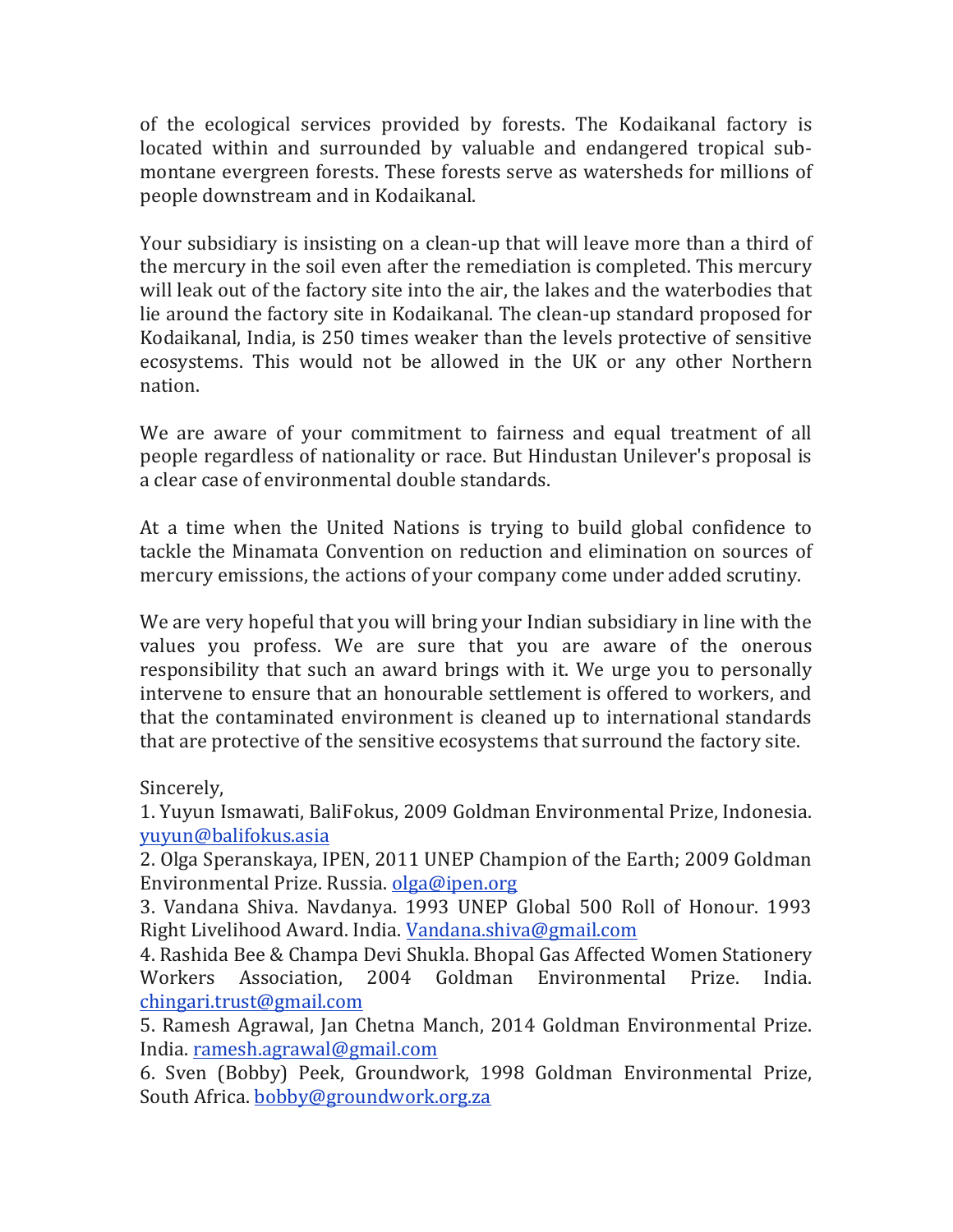of the ecological services provided by forests. The Kodaikanal factory is located within and surrounded by valuable and endangered tropical sub-montane evergreen forests. These forests serve as watersheds for millions of people downstream and in Kodaikanal.

Your subsidiary is insisting on a clean-up that will leave more than a third of the mercury in the soil even after the remediation is completed. This mercury will leak out of the factory site into the air, the lakes and the waterbodies that lie around the factory site in Kodaikanal. The clean-up standard proposed for Kodaikanal, India, is 250 times weaker than the levels protective of sensitive ecosystems. This would not be allowed in the UK or any other Northern nation.

We are aware of your commitment to fairness and equal treatment of all people regardless of nationality or race. But Hindustan Unilever's proposal is a clear case of environmental double standards.

At a time when the United Nations is trying to build global confidence to tackle the Minamata Convention on reduction and elimination on sources of mercury emissions, the actions of your company come under added scrutiny.

We are very hopeful that you will bring your Indian subsidiary in line with the values you profess. We are sure that you are aware of the onerous responsibility that such an award brings with it. We urge you to personally intervene to ensure that an honourable settlement is offered to workers, and that the contaminated environment is cleaned up to international standards that are protective of the sensitive ecosystems that surround the factory site.

Sincerely,

1. Yuyun Ismawati, BaliFokus, 2009 Goldman Environmental Prize, Indonesia. yuyun@balifokus.asia
2. Olga Speranskaya, IPEN, 2011 UNEP Champion of the Earth; 2009 Goldman Environmental Prize. Russia. olga@ipen.org
3. Vandana Shiva. Navdanya. 1993 UNEP Global 500 Roll of Honour. 1993 Right Livelihood Award. India. Vandana.shiva@gmail.com
4. Rashida Bee & Champa Devi Shukla. Bhopal Gas Affected Women Stationery Workers Association, 2004 Goldman Environmental Prize. India. chingari.trust@gmail.com
5. Ramesh Agrawal, Jan Chetna Manch, 2014 Goldman Environmental Prize. India. ramesh.agrawal@gmail.com
6. Sven (Bobby) Peek, Groundwork, 1998 Goldman Environmental Prize, South Africa. bobby@groundwork.org.za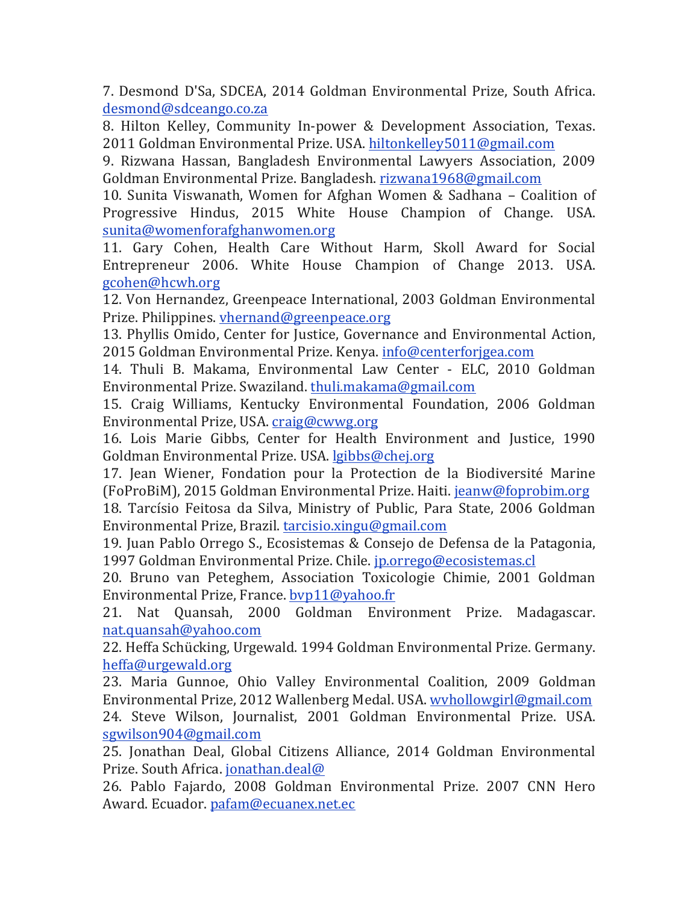7. Desmond D'Sa, SDCEA, 2014 Goldman Environmental Prize, South Africa. desmond@sdceango.co.za

8. Hilton Kelley, Community In-power & Development Association, Texas. 2011 Goldman Environmental Prize. USA. hiltonkelley5011@gmail.com

9. Rizwana Hassan, Bangladesh Environmental Lawyers Association, 2009 Goldman Environmental Prize. Bangladesh. rizwana1968@gmail.com

10. Sunita Viswanath, Women for Afghan Women & Sadhana – Coalition of Progressive Hindus, 2015 White House Champion of Change. USA. sunita@womenforafghanwomen.org

11. Gary Cohen, Health Care Without Harm, Skoll Award for Social Entrepreneur 2006. White House Champion of Change 2013. USA. gcohen@hcwh.org

12. Von Hernandez, Greenpeace International, 2003 Goldman Environmental Prize. Philippines. vhernand@greenpeace.org

13. Phyllis Omido, Center for Justice, Governance and Environmental Action, 2015 Goldman Environmental Prize. Kenya. info@centerforjgea.com

14. Thuli B. Makama, Environmental Law Center - ELC, 2010 Goldman Environmental Prize. Swaziland. thuli.makama@gmail.com

15. Craig Williams, Kentucky Environmental Foundation, 2006 Goldman Environmental Prize, USA. craig@cwwg.org

16. Lois Marie Gibbs, Center for Health Environment and Justice, 1990 Goldman Environmental Prize. USA. lgibbs@chej.org

17. Jean Wiener, Fondation pour la Protection de la Biodiversité Marine (FoProBiM), 2015 Goldman Environmental Prize. Haiti. jeanw@foprobim.org

18. Tarcísio Feitosa da Silva, Ministry of Public, Para State, 2006 Goldman Environmental Prize, Brazil. tarcisio.xingu@gmail.com

19. Juan Pablo Orrego S., Ecosistemas & Consejo de Defensa de la Patagonia, 1997 Goldman Environmental Prize. Chile. jp.orrego@ecosistemas.cl

20. Bruno van Peteghem, Association Toxicologie Chimie, 2001 Goldman Environmental Prize, France. bvp11@yahoo.fr

21. Nat Quansah, 2000 Goldman Environment Prize. Madagascar. nat.quansah@yahoo.com

22. Heffa Schücking, Urgewald. 1994 Goldman Environmental Prize. Germany. heffa@urgewald.org

23. Maria Gunnoe, Ohio Valley Environmental Coalition, 2009 Goldman Environmental Prize, 2012 Wallenberg Medal. USA. wvhollowgirl@gmail.com

24. Steve Wilson, Journalist, 2001 Goldman Environmental Prize. USA. sgwilson904@gmail.com

25. Jonathan Deal, Global Citizens Alliance, 2014 Goldman Environmental Prize. South Africa. jonathan.deal@

26. Pablo Fajardo, 2008 Goldman Environmental Prize. 2007 CNN Hero Award. Ecuador. pafam@ecuanex.net.ec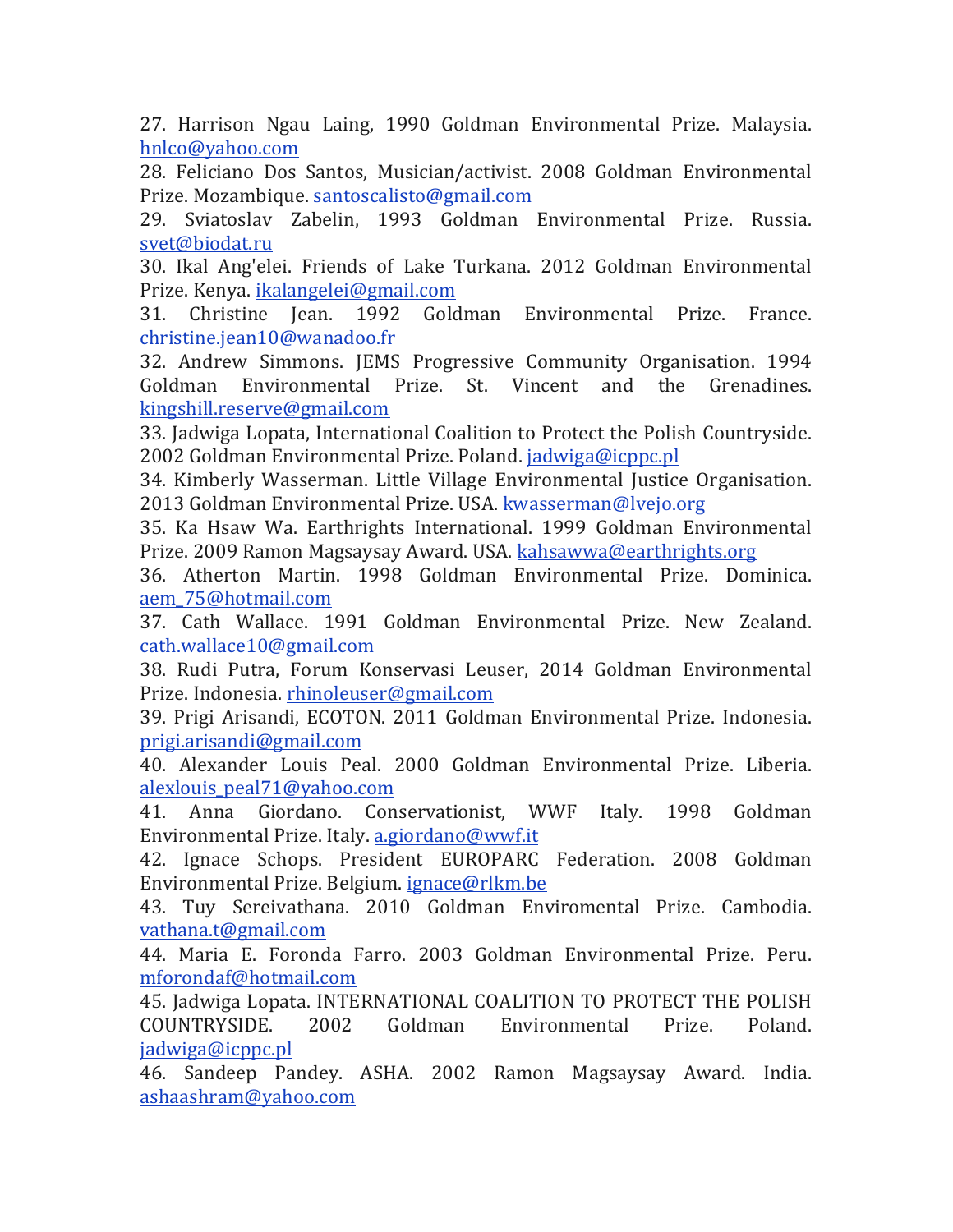27. Harrison Ngau Laing, 1990 Goldman Environmental Prize. Malaysia. hnlco@yahoo.com
28. Feliciano Dos Santos, Musician/activist. 2008 Goldman Environmental Prize. Mozambique. santoscalisto@gmail.com
29. Sviatoslav Zabelin, 1993 Goldman Environmental Prize. Russia. svet@biodat.ru
30. Ikal Ang'elei. Friends of Lake Turkana. 2012 Goldman Environmental Prize. Kenya. ikalangelei@gmail.com
31. Christine Jean. 1992 Goldman Environmental Prize. France. christine.jean10@wanadoo.fr
32. Andrew Simmons. JEMS Progressive Community Organisation. 1994 Goldman Environmental Prize. St. Vincent and the Grenadines. kingshill.reserve@gmail.com
33. Jadwiga Lopata, International Coalition to Protect the Polish Countryside. 2002 Goldman Environmental Prize. Poland. jadwiga@icppc.pl
34. Kimberly Wasserman. Little Village Environmental Justice Organisation. 2013 Goldman Environmental Prize. USA. kwasserman@lvejo.org
35. Ka Hsaw Wa. Earthrights International. 1999 Goldman Environmental Prize. 2009 Ramon Magsaysay Award. USA. kahsawwa@earthrights.org
36. Atherton Martin. 1998 Goldman Environmental Prize. Dominica. aem_75@hotmail.com
37. Cath Wallace. 1991 Goldman Environmental Prize. New Zealand. cath.wallace10@gmail.com
38. Rudi Putra, Forum Konservasi Leuser, 2014 Goldman Environmental Prize. Indonesia. rhinoleuser@gmail.com
39. Prigi Arisandi, ECOTON. 2011 Goldman Environmental Prize. Indonesia. prigi.arisandi@gmail.com
40. Alexander Louis Peal. 2000 Goldman Environmental Prize. Liberia. alexlouis_peal71@yahoo.com
41. Anna Giordano. Conservationist, WWF Italy. 1998 Goldman Environmental Prize. Italy. a.giordano@wwf.it
42. Ignace Schops. President EUROPARC Federation. 2008 Goldman Environmental Prize. Belgium. ignace@rlkm.be
43. Tuy Sereivathana. 2010 Goldman Enviromental Prize. Cambodia. vathana.t@gmail.com
44. Maria E. Foronda Farro. 2003 Goldman Environmental Prize. Peru. mforondaf@hotmail.com
45. Jadwiga Lopata. INTERNATIONAL COALITION TO PROTECT THE POLISH COUNTRYSIDE. 2002 Goldman Environmental Prize. Poland. jadwiga@icppc.pl
46. Sandeep Pandey. ASHA. 2002 Ramon Magsaysay Award. India. ashaashram@yahoo.com